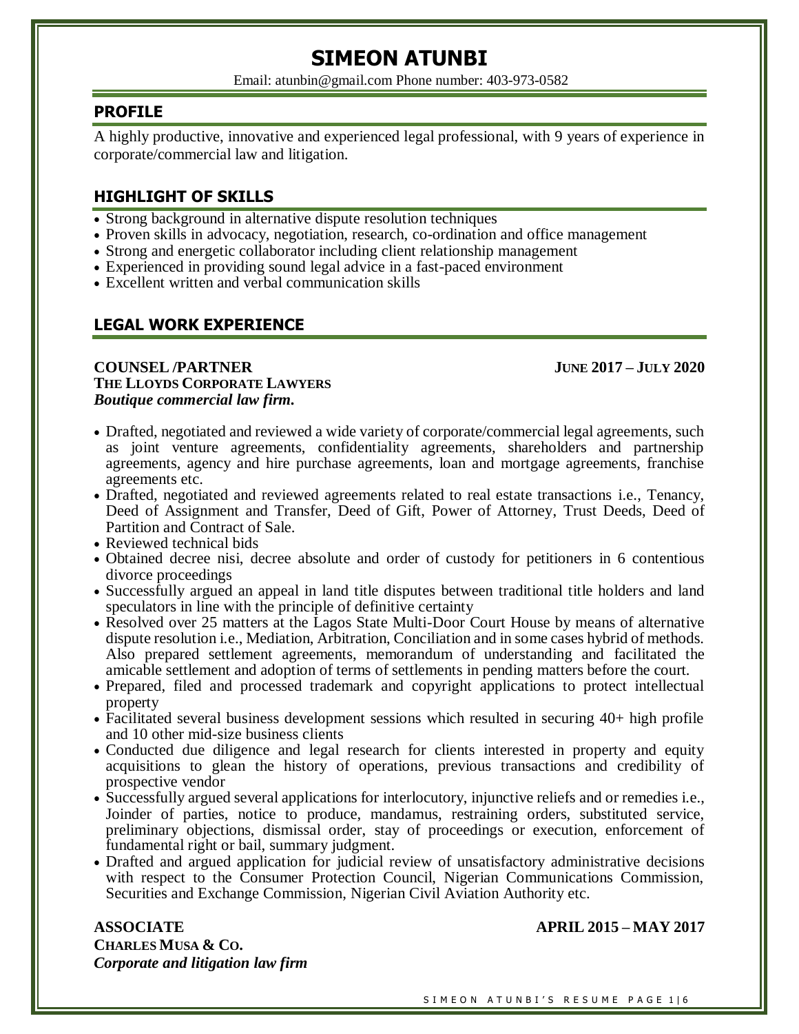# SIMEON ATUNBI

Email: atunbin@gmail.com Phone number: 403-973-0582

## PROFILE

A highly productive, innovative and experienced legal professional, with 9 years of experience in corporate/commercial law and litigation.

## HIGHLIGHT OF SKILLS

- Strong background in alternative dispute resolution techniques
- Proven skills in advocacy, negotiation, research, co-ordination and office management
- Strong and energetic collaborator including client relationship management
- Experienced in providing sound legal advice in a fast-paced environment
- Excellent written and verbal communication skills

## LEGAL WORK EXPERIENCE

**COUNSEL /PARTNER** **JUNE 2017 – JULY 2020**
**THE LLOYDS CORPORATE LAWYERS**
***Boutique commercial law firm.***

- Drafted, negotiated and reviewed a wide variety of corporate/commercial legal agreements, such as joint venture agreements, confidentiality agreements, shareholders and partnership agreements, agency and hire purchase agreements, loan and mortgage agreements, franchise agreements etc.
- Drafted, negotiated and reviewed agreements related to real estate transactions i.e., Tenancy, Deed of Assignment and Transfer, Deed of Gift, Power of Attorney, Trust Deeds, Deed of Partition and Contract of Sale.
- Reviewed technical bids
- Obtained decree nisi, decree absolute and order of custody for petitioners in 6 contentious divorce proceedings
- Successfully argued an appeal in land title disputes between traditional title holders and land speculators in line with the principle of definitive certainty
- Resolved over 25 matters at the Lagos State Multi-Door Court House by means of alternative dispute resolution i.e., Mediation, Arbitration, Conciliation and in some cases hybrid of methods. Also prepared settlement agreements, memorandum of understanding and facilitated the amicable settlement and adoption of terms of settlements in pending matters before the court.
- Prepared, filed and processed trademark and copyright applications to protect intellectual property
- Facilitated several business development sessions which resulted in securing 40+ high profile and 10 other mid-size business clients
- Conducted due diligence and legal research for clients interested in property and equity acquisitions to glean the history of operations, previous transactions and credibility of prospective vendor
- Successfully argued several applications for interlocutory, injunctive reliefs and or remedies i.e., Joinder of parties, notice to produce, mandamus, restraining orders, substituted service, preliminary objections, dismissal order, stay of proceedings or execution, enforcement of fundamental right or bail, summary judgment.
- Drafted and argued application for judicial review of unsatisfactory administrative decisions with respect to the Consumer Protection Council, Nigerian Communications Commission, Securities and Exchange Commission, Nigerian Civil Aviation Authority etc.

**ASSOCIATE** **APRIL 2015 – MAY 2017**
**CHARLES MUSA & CO.**
***Corporate and litigation law firm***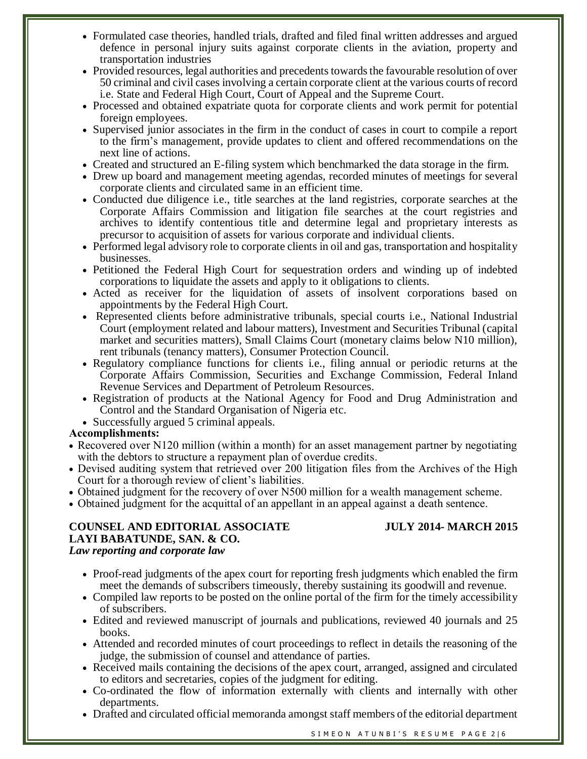- Formulated case theories, handled trials, drafted and filed final written addresses and argued defence in personal injury suits against corporate clients in the aviation, property and transportation industries
- Provided resources, legal authorities and precedents towards the favourable resolution of over 50 criminal and civil cases involving a certain corporate client at the various courts of record i.e. State and Federal High Court, Court of Appeal and the Supreme Court.
- Processed and obtained expatriate quota for corporate clients and work permit for potential foreign employees.
- Supervised junior associates in the firm in the conduct of cases in court to compile a report to the firm's management, provide updates to client and offered recommendations on the next line of actions.
- Created and structured an E-filing system which benchmarked the data storage in the firm.
- Drew up board and management meeting agendas, recorded minutes of meetings for several corporate clients and circulated same in an efficient time.
- Conducted due diligence i.e., title searches at the land registries, corporate searches at the Corporate Affairs Commission and litigation file searches at the court registries and archives to identify contentious title and determine legal and proprietary interests as precursor to acquisition of assets for various corporate and individual clients.
- Performed legal advisory role to corporate clients in oil and gas, transportation and hospitality businesses.
- Petitioned the Federal High Court for sequestration orders and winding up of indebted corporations to liquidate the assets and apply to it obligations to clients.
- Acted as receiver for the liquidation of assets of insolvent corporations based on appointments by the Federal High Court.
- Represented clients before administrative tribunals, special courts i.e., National Industrial Court (employment related and labour matters), Investment and Securities Tribunal (capital market and securities matters), Small Claims Court (monetary claims below N10 million), rent tribunals (tenancy matters), Consumer Protection Council.
- Regulatory compliance functions for clients i.e., filing annual or periodic returns at the Corporate Affairs Commission, Securities and Exchange Commission, Federal Inland Revenue Services and Department of Petroleum Resources.
- Registration of products at the National Agency for Food and Drug Administration and Control and the Standard Organisation of Nigeria etc.
- Successfully argued 5 criminal appeals.

**Accomplishments:**

- Recovered over N120 million (within a month) for an asset management partner by negotiating with the debtors to structure a repayment plan of overdue credits.
- Devised auditing system that retrieved over 200 litigation files from the Archives of the High Court for a thorough review of client's liabilities.
- Obtained judgment for the recovery of over N500 million for a wealth management scheme.
- Obtained judgment for the acquittal of an appellant in an appeal against a death sentence.

**COUNSEL AND EDITORIAL ASSOCIATE** **JULY 2014- MARCH 2015**
**LAYI BABATUNDE, SAN. & CO.**
***Law reporting and corporate law***

- Proof-read judgments of the apex court for reporting fresh judgments which enabled the firm meet the demands of subscribers timeously, thereby sustaining its goodwill and revenue.
- Compiled law reports to be posted on the online portal of the firm for the timely accessibility of subscribers.
- Edited and reviewed manuscript of journals and publications, reviewed 40 journals and 25 books.
- Attended and recorded minutes of court proceedings to reflect in details the reasoning of the judge, the submission of counsel and attendance of parties.
- Received mails containing the decisions of the apex court, arranged, assigned and circulated to editors and secretaries, copies of the judgment for editing.
- Co-ordinated the flow of information externally with clients and internally with other departments.
- Drafted and circulated official memoranda amongst staff members of the editorial department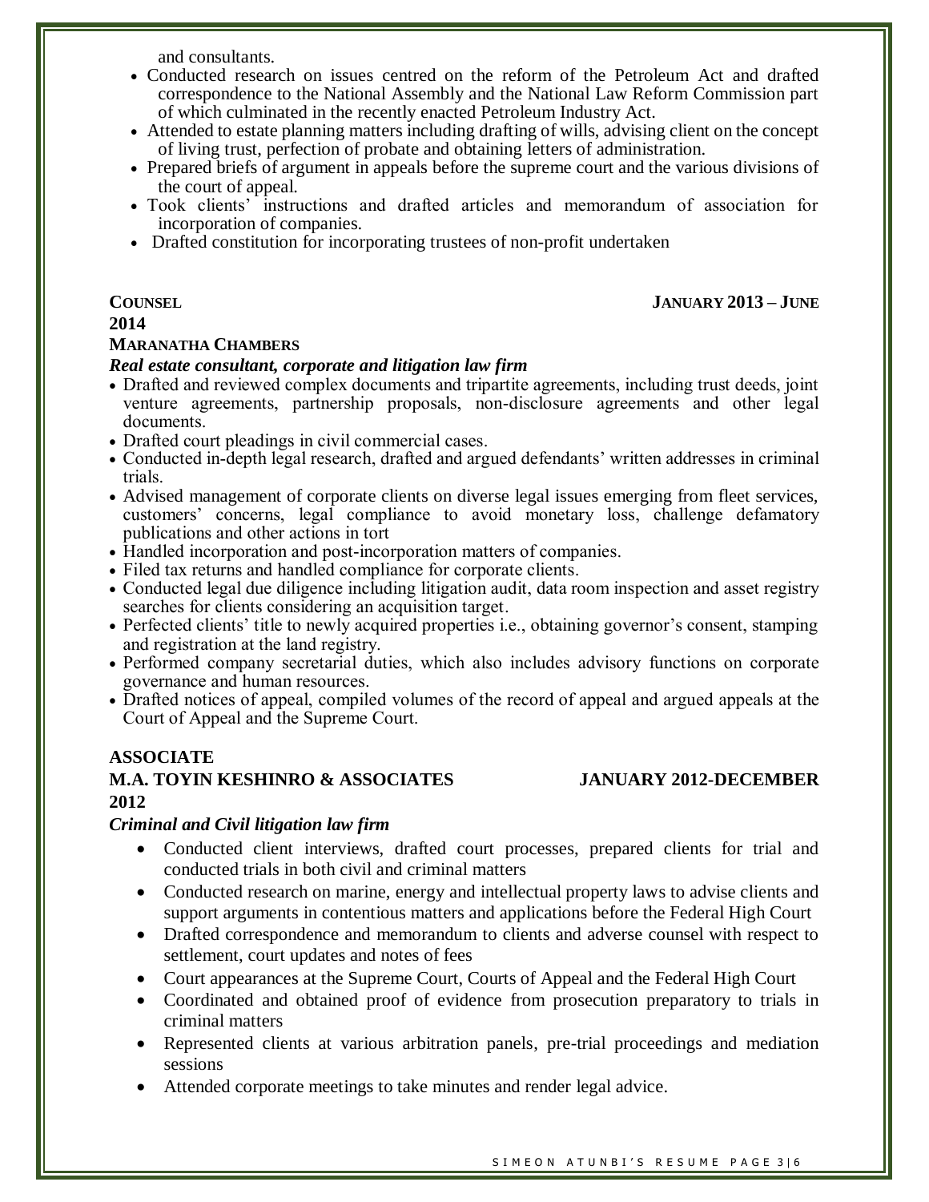and consultants.

- Conducted research on issues centred on the reform of the Petroleum Act and drafted correspondence to the National Assembly and the National Law Reform Commission part of which culminated in the recently enacted Petroleum Industry Act.
- Attended to estate planning matters including drafting of wills, advising client on the concept of living trust, perfection of probate and obtaining letters of administration.
- Prepared briefs of argument in appeals before the supreme court and the various divisions of the court of appeal.
- Took clients' instructions and drafted articles and memorandum of association for incorporation of companies.
- Drafted constitution for incorporating trustees of non-profit undertaken

**COUNSEL** **JANUARY 2013 – JUNE 2014**

**MARANATHA CHAMBERS**

***Real estate consultant, corporate and litigation law firm***

- Drafted and reviewed complex documents and tripartite agreements, including trust deeds, joint venture agreements, partnership proposals, non-disclosure agreements and other legal documents.
- Drafted court pleadings in civil commercial cases.
- Conducted in-depth legal research, drafted and argued defendants' written addresses in criminal trials.
- Advised management of corporate clients on diverse legal issues emerging from fleet services, customers' concerns, legal compliance to avoid monetary loss, challenge defamatory publications and other actions in tort
- Handled incorporation and post-incorporation matters of companies.
- Filed tax returns and handled compliance for corporate clients.
- Conducted legal due diligence including litigation audit, data room inspection and asset registry searches for clients considering an acquisition target.
- Perfected clients' title to newly acquired properties i.e., obtaining governor's consent, stamping and registration at the land registry.
- Performed company secretarial duties, which also includes advisory functions on corporate governance and human resources.
- Drafted notices of appeal, compiled volumes of the record of appeal and argued appeals at the Court of Appeal and the Supreme Court.

**ASSOCIATE**

**M.A. TOYIN KESHINRO & ASSOCIATES** **JANUARY 2012-DECEMBER 2012**

***Criminal and Civil litigation law firm***

- Conducted client interviews, drafted court processes, prepared clients for trial and conducted trials in both civil and criminal matters
- Conducted research on marine, energy and intellectual property laws to advise clients and support arguments in contentious matters and applications before the Federal High Court
- Drafted correspondence and memorandum to clients and adverse counsel with respect to settlement, court updates and notes of fees
- Court appearances at the Supreme Court, Courts of Appeal and the Federal High Court
- Coordinated and obtained proof of evidence from prosecution preparatory to trials in criminal matters
- Represented clients at various arbitration panels, pre-trial proceedings and mediation sessions
- Attended corporate meetings to take minutes and render legal advice.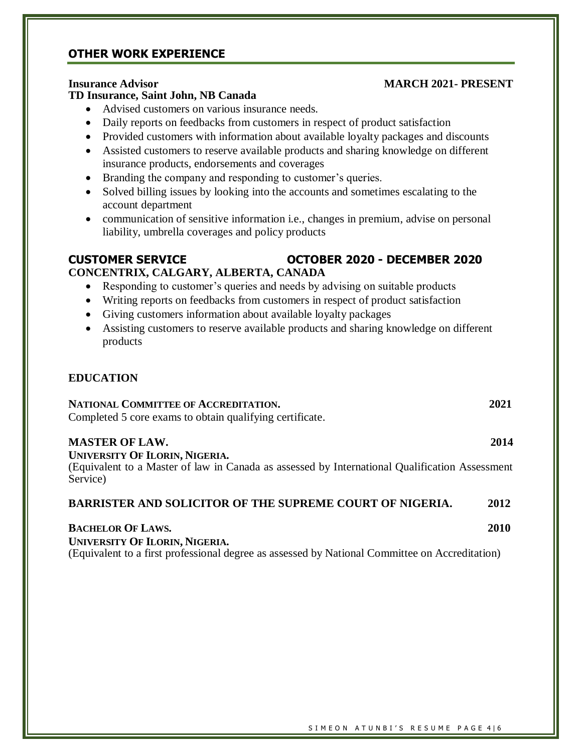## OTHER WORK EXPERIENCE

**Insurance Advisor** **MARCH 2021- PRESENT**
**TD Insurance, Saint John, NB Canada**

- Advised customers on various insurance needs.
- Daily reports on feedbacks from customers in respect of product satisfaction
- Provided customers with information about available loyalty packages and discounts
- Assisted customers to reserve available products and sharing knowledge on different insurance products, endorsements and coverages
- Branding the company and responding to customer's queries.
- Solved billing issues by looking into the accounts and sometimes escalating to the account department
- communication of sensitive information i.e., changes in premium, advise on personal liability, umbrella coverages and policy products

**CUSTOMER SERVICE** **OCTOBER 2020 - DECEMBER 2020**
**CONCENTRIX, CALGARY, ALBERTA, CANADA**

- Responding to customer's queries and needs by advising on suitable products
- Writing reports on feedbacks from customers in respect of product satisfaction
- Giving customers information about available loyalty packages
- Assisting customers to reserve available products and sharing knowledge on different products

## EDUCATION

**NATIONAL COMMITTEE OF ACCREDITATION.** **2021**
Completed 5 core exams to obtain qualifying certificate.

**MASTER OF LAW.** **2014**
**UNIVERSITY OF ILORIN, NIGERIA.**
(Equivalent to a Master of law in Canada as assessed by International Qualification Assessment Service)

**BARRISTER AND SOLICITOR OF THE SUPREME COURT OF NIGERIA.** **2012**

**BACHELOR OF LAWS.** **2010**
**UNIVERSITY OF ILORIN, NIGERIA.**
(Equivalent to a first professional degree as assessed by National Committee on Accreditation)